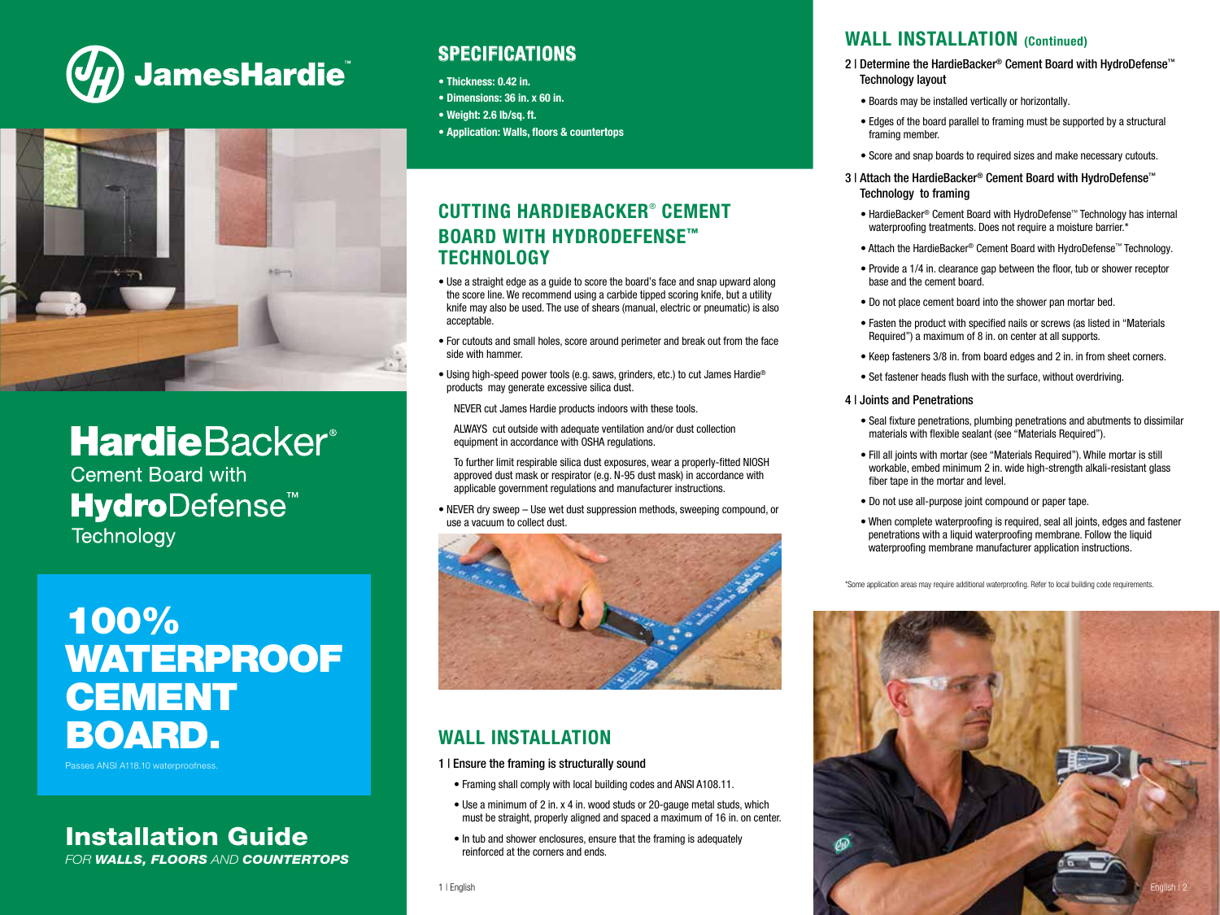# JamesHardie™

# HardieBacker® Cement Board with HydroDefense™ Technology

## 100% WATERPROOF CEMENT BOARD.

Passes ANSI A118.10 waterproofness.

## Installation Guide

*FOR **WALLS, FLOORS** AND **COUNTERTOPS***

## SPECIFICATIONS

- **Thickness: 0.42 in.**
- **Dimensions: 36 in. x 60 in.**
- **Weight: 2.6 lb/sq. ft.**
- **Application: Walls, floors & countertops**

## CUTTING HARDIEBACKER® CEMENT BOARD WITH HYDRODEFENSE™ TECHNOLOGY

- Use a straight edge as a guide to score the board's face and snap upward along the score line. We recommend using a carbide tipped scoring knife, but a utility knife may also be used. The use of shears (manual, electric or pneumatic) is also acceptable.
- For cutouts and small holes, score around perimeter and break out from the face side with hammer.
- Using high-speed power tools (e.g. saws, grinders, etc.) to cut James Hardie® products may generate excessive silica dust.

  NEVER cut James Hardie products indoors with these tools.

  ALWAYS cut outside with adequate ventilation and/or dust collection equipment in accordance with OSHA regulations.

  To further limit respirable silica dust exposures, wear a properly-fitted NIOSH approved dust mask or respirator (e.g. N-95 dust mask) in accordance with applicable government regulations and manufacturer instructions.
- NEVER dry sweep – Use wet dust suppression methods, sweeping compound, or use a vacuum to collect dust.

## WALL INSTALLATION

1 | Ensure the framing is structurally sound

- Framing shall comply with local building codes and ANSI A108.11.
- Use a minimum of 2 in. x 4 in. wood studs or 20-gauge metal studs, which must be straight, properly aligned and spaced a maximum of 16 in. on center.
- In tub and shower enclosures, ensure that the framing is adequately reinforced at the corners and ends.

## WALL INSTALLATION (Continued)

2 | Determine the HardieBacker® Cement Board with HydroDefense™ Technology layout

- Boards may be installed vertically or horizontally.
- Edges of the board parallel to framing must be supported by a structural framing member.
- Score and snap boards to required sizes and make necessary cutouts.

3 | Attach the HardieBacker® Cement Board with HydroDefense™ Technology to framing

- HardieBacker® Cement Board with HydroDefense™ Technology has internal waterproofing treatments. Does not require a moisture barrier.*
- Attach the HardieBacker® Cement Board with HydroDefense™ Technology.
- Provide a 1/4 in. clearance gap between the floor, tub or shower receptor base and the cement board.
- Do not place cement board into the shower pan mortar bed.
- Fasten the product with specified nails or screws (as listed in "Materials Required") a maximum of 8 in. on center at all supports.
- Keep fasteners 3/8 in. from board edges and 2 in. in from sheet corners.
- Set fastener heads flush with the surface, without overdriving.

4 | Joints and Penetrations

- Seal fixture penetrations, plumbing penetrations and abutments to dissimilar materials with flexible sealant (see "Materials Required").
- Fill all joints with mortar (see "Materials Required"). While mortar is still workable, embed minimum 2 in. wide high-strength alkali-resistant glass fiber tape in the mortar and level.
- Do not use all-purpose joint compound or paper tape.
- When complete waterproofing is required, seal all joints, edges and fastener penetrations with a liquid waterproofing membrane. Follow the liquid waterproofing membrane manufacturer application instructions.

*Some application areas may require additional waterproofing. Refer to local building code requirements.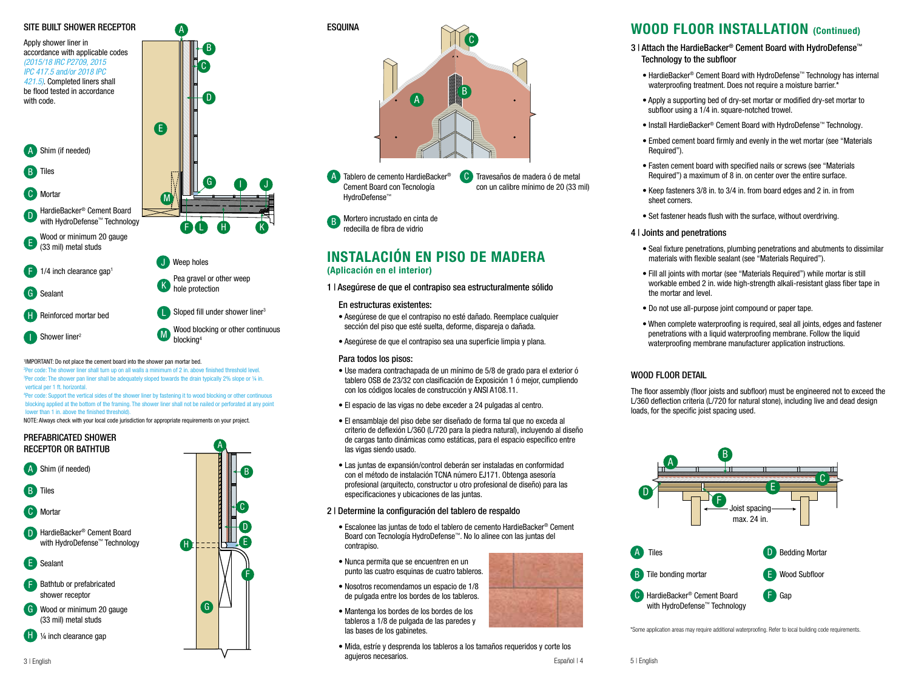## SITE BUILT SHOWER RECEPTOR

Apply shower liner in accordance with applicable codes *(2015/18 IRC P2709, 2015 IPC 417.5 and/or 2018 IPC 421.5)*. Completed liners shall be flood tested in accordance with code.

- A Shim (if needed)
- B Tiles
- C Mortar
- D HardieBacker® Cement Board with HydroDefense™ Technology
- E Wood or minimum 20 gauge (33 mil) metal studs
- F 1/4 inch clearance gap[1]
- G Sealant
- H Reinforced mortar bed
- I Shower liner[2]
- J Weep holes
- K Pea gravel or other weep hole protection
- L Sloped fill under shower liner[3]
- M Wood blocking or other continuous blocking[4]

[1]IMPORTANT: Do not place the cement board into the shower pan mortar bed.
[2]Per code: The shower liner shall turn up on all walls a minimum of 2 in. above finished threshold level.
[3]Per code: The shower pan liner shall be adequately sloped towards the drain typically 2% slope or ¼ in. vertical per 1 ft. horizontal.
[4]Per code: Support the vertical sides of the shower liner by fastening it to wood blocking or other continuous blocking applied at the bottom of the framing. The shower liner shall not be nailed or perforated at any point lower than 1 in. above the finished threshold).
NOTE: Always check with your local code jurisdiction for appropriate requirements on your project.

## PREFABRICATED SHOWER RECEPTOR OR BATHTUB

- A Shim (if needed)
- B Tiles
- C Mortar
- D HardieBacker® Cement Board with HydroDefense™ Technology
- E Sealant
- F Bathtub or prefabricated shower receptor
- G Wood or minimum 20 gauge (33 mil) metal studs
- H ¼ inch clearance gap

## ESQUINA

- A Tablero de cemento HardieBacker® Cement Board con Tecnología HydroDefense™
- B Mortero incrustado en cinta de redecilla de fibra de vidrio
- C Travesaños de madera ó de metal con un calibre mínimo de 20 (33 mil)

# INSTALACIÓN EN PISO DE MADERA

**(Aplicación en el interior)**

### 1 | Asegúrese de que el contrapiso sea estructuralmente sólido

**En estructuras existentes:**

- Asegúrese de que el contrapiso no esté dañado. Reemplace cualquier sección del piso que esté suelta, deforme, dispareja o dañada.
- Asegúrese de que el contrapiso sea una superficie limpia y plana.

**Para todos los pisos:**

- Use madera contrachapada de un mínimo de 5/8 de grado para el exterior ó tablero OSB de 23/32 con clasificación de Exposición 1 ó mejor, cumpliendo con los códigos locales de construcción y ANSI A108.11.
- El espacio de las vigas no debe exceder a 24 pulgadas al centro.
- El ensamblaje del piso debe ser diseñado de forma tal que no exceda al criterio de deflexión L/360 (L/720 para la piedra natural), incluyendo al diseño de cargas tanto dinámicas como estáticas, para el espacio específico entre las vigas siendo usado.
- Las juntas de expansión/control deberán ser instaladas en conformidad con el método de instalación TCNA número EJ171. Obtenga asesoría profesional (arquitecto, constructor u otro profesional de diseño) para las especificaciones y ubicaciones de las juntas.

### 2 | Determine la configuración del tablero de respaldo

- Escalonee las juntas de todo el tablero de cemento HardieBacker® Cement Board con Tecnología HydroDefense™. No lo alinee con las juntas del contrapiso.
- Nunca permita que se encuentren en un punto las cuatro esquinas de cuatro tableros.
- Nosotros recomendamos un espacio de 1/8 de pulgada entre los bordes de los tableros.
- Mantenga los bordes de los bordes de los tableros a 1/8 de pulgada de las paredes y las bases de los gabinetes.
- Mida, estríe y desprenda los tableros a los tamaños requeridos y corte los agujeros necesarios.

# WOOD FLOOR INSTALLATION (Continued)

### 3 | Attach the HardieBacker® Cement Board with HydroDefense™ Technology to the subfloor

- HardieBacker® Cement Board with HydroDefense™ Technology has internal waterproofing treatment. Does not require a moisture barrier.*
- Apply a supporting bed of dry-set mortar or modified dry-set mortar to subfloor using a 1/4 in. square-notched trowel.
- Install HardieBacker® Cement Board with HydroDefense™ Technology.
- Embed cement board firmly and evenly in the wet mortar (see "Materials Required").
- Fasten cement board with specified nails or screws (see "Materials Required") a maximum of 8 in. on center over the entire surface.
- Keep fasteners 3/8 in. to 3/4 in. from board edges and 2 in. in from sheet corners.
- Set fastener heads flush with the surface, without overdriving.

### 4 | Joints and penetrations

- Seal fixture penetrations, plumbing penetrations and abutments to dissimilar materials with flexible sealant (see "Materials Required").
- Fill all joints with mortar (see "Materials Required") while mortar is still workable embed 2 in. wide high-strength alkali-resistant glass fiber tape in the mortar and level.
- Do not use all-purpose joint compound or paper tape.
- When complete waterproofing is required, seal all joints, edges and fastener penetrations with a liquid waterproofing membrane. Follow the liquid waterproofing membrane manufacturer application instructions.

## WOOD FLOOR DETAIL

The floor assembly (floor joists and subfloor) must be engineered not to exceed the L/360 deflection criteria (L/720 for natural stone), including live and dead design loads, for the specific joist spacing used.

Joist spacing max. 24 in.

- A Tiles
- B Tile bonding mortar
- C HardieBacker® Cement Board with HydroDefense™ Technology
- D Bedding Mortar
- E Wood Subfloor
- F Gap

*Some application areas may require additional waterproofing. Refer to local building code requirements.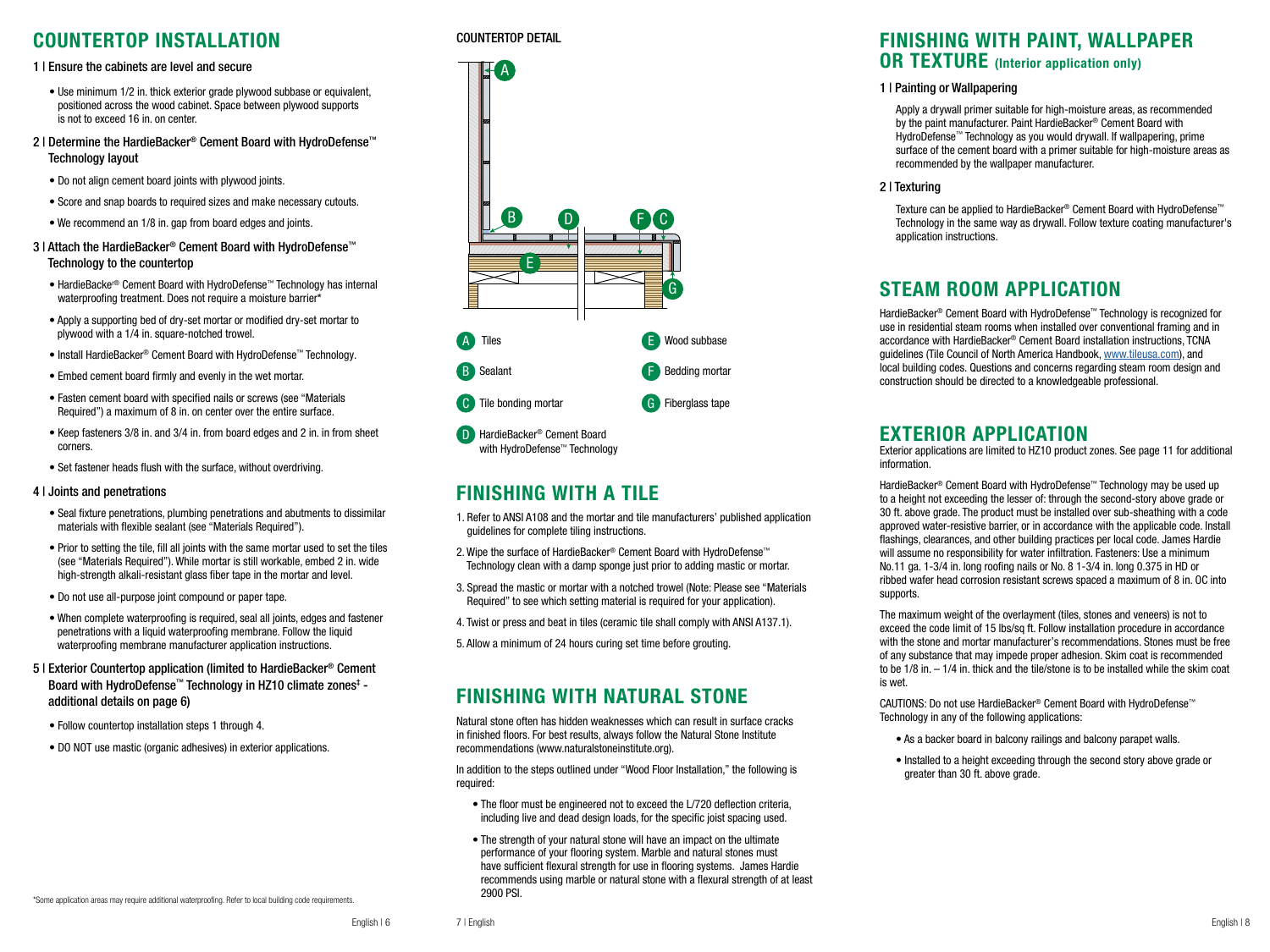## COUNTERTOP INSTALLATION

### 1 | Ensure the cabinets are level and secure

- Use minimum 1/2 in. thick exterior grade plywood subbase or equivalent, positioned across the wood cabinet. Space between plywood supports is not to exceed 16 in. on center.

### 2 | Determine the HardieBacker® Cement Board with HydroDefense™ Technology layout

- Do not align cement board joints with plywood joints.
- Score and snap boards to required sizes and make necessary cutouts.
- We recommend an 1/8 in. gap from board edges and joints.

### 3 | Attach the HardieBacker® Cement Board with HydroDefense™ Technology to the countertop

- HardieBacke® Cement Board with HydroDefense™ Technology has internal waterproofing treatment. Does not require a moisture barrier*
- Apply a supporting bed of dry-set mortar or modified dry-set mortar to plywood with a 1/4 in. square-notched trowel.
- Install HardieBacker® Cement Board with HydroDefense™ Technology.
- Embed cement board firmly and evenly in the wet mortar.
- Fasten cement board with specified nails or screws (see "Materials Required") a maximum of 8 in. on center over the entire surface.
- Keep fasteners 3/8 in. and 3/4 in. from board edges and 2 in. in from sheet corners.
- Set fastener heads flush with the surface, without overdriving.

### 4 | Joints and penetrations

- Seal fixture penetrations, plumbing penetrations and abutments to dissimilar materials with flexible sealant (see "Materials Required").
- Prior to setting the tile, fill all joints with the same mortar used to set the tiles (see "Materials Required"). While mortar is still workable, embed 2 in. wide high-strength alkali-resistant glass fiber tape in the mortar and level.
- Do not use all-purpose joint compound or paper tape.
- When complete waterproofing is required, seal all joints, edges and fastener penetrations with a liquid waterproofing membrane. Follow the liquid waterproofing membrane manufacturer application instructions.

### 5 | Exterior Countertop application (limited to HardieBacker® Cement Board with HydroDefense™ Technology in HZ10 climate zones‡ - additional details on page 6)

- Follow countertop installation steps 1 through 4.
- DO NOT use mastic (organic adhesives) in exterior applications.

\*Some application areas may require additional waterproofing. Refer to local building code requirements.

COUNTERTOP DETAIL

A Tiles
B Sealant
C Tile bonding mortar
D HardieBacker® Cement Board with HydroDefense™ Technology
E Wood subbase
F Bedding mortar
G Fiberglass tape

## FINISHING WITH A TILE

1. Refer to ANSI A108 and the mortar and tile manufacturers' published application guidelines for complete tiling instructions.
2. Wipe the surface of HardieBacker® Cement Board with HydroDefense™ Technology clean with a damp sponge just prior to adding mastic or mortar.
3. Spread the mastic or mortar with a notched trowel (Note: Please see "Materials Required" to see which setting material is required for your application).
4. Twist or press and beat in tiles (ceramic tile shall comply with ANSI A137.1).
5. Allow a minimum of 24 hours curing set time before grouting.

## FINISHING WITH NATURAL STONE

Natural stone often has hidden weaknesses which can result in surface cracks in finished floors. For best results, always follow the Natural Stone Institute recommendations (www.naturalstoneinstitute.org).

In addition to the steps outlined under "Wood Floor Installation," the following is required:

- The floor must be engineered not to exceed the L/720 deflection criteria, including live and dead design loads, for the specific joist spacing used.
- The strength of your natural stone will have an impact on the ultimate performance of your flooring system. Marble and natural stones must have sufficient flexural strength for use in flooring systems. James Hardie recommends using marble or natural stone with a flexural strength of at least 2900 PSI.

## FINISHING WITH PAINT, WALLPAPER OR TEXTURE (Interior application only)

### 1 | Painting or Wallpapering

Apply a drywall primer suitable for high-moisture areas, as recommended by the paint manufacturer. Paint HardieBacker® Cement Board with HydroDefense™ Technology as you would drywall. If wallpapering, prime surface of the cement board with a primer suitable for high-moisture areas as recommended by the wallpaper manufacturer.

### 2 | Texturing

Texture can be applied to HardieBacker® Cement Board with HydroDefense™ Technology in the same way as drywall. Follow texture coating manufacturer's application instructions.

## STEAM ROOM APPLICATION

HardieBacker® Cement Board with HydroDefense™ Technology is recognized for use in residential steam rooms when installed over conventional framing and in accordance with HardieBacker® Cement Board installation instructions, TCNA guidelines (Tile Council of North America Handbook, www.tileusa.com), and local building codes. Questions and concerns regarding steam room design and construction should be directed to a knowledgeable professional.

## EXTERIOR APPLICATION

Exterior applications are limited to HZ10 product zones. See page 11 for additional information.

HardieBacker® Cement Board with HydroDefense™ Technology may be used up to a height not exceeding the lesser of: through the second-story above grade or 30 ft. above grade. The product must be installed over sub-sheathing with a code approved water-resistive barrier, or in accordance with the applicable code. Install flashings, clearances, and other building practices per local code. James Hardie will assume no responsibility for water infiltration. Fasteners: Use a minimum No.11 ga. 1-3/4 in. long roofing nails or No. 8 1-3/4 in. long 0.375 in HD or ribbed wafer head corrosion resistant screws spaced a maximum of 8 in. OC into supports.

The maximum weight of the overlayment (tiles, stones and veneers) is not to exceed the code limit of 15 lbs/sq ft. Follow installation procedure in accordance with the stone and mortar manufacturer's recommendations. Stones must be free of any substance that may impede proper adhesion. Skim coat is recommended to be 1/8 in. – 1/4 in. thick and the tile/stone is to be installed while the skim coat is wet.

CAUTIONS: Do not use HardieBacker® Cement Board with HydroDefense™ Technology in any of the following applications:

- As a backer board in balcony railings and balcony parapet walls.
- Installed to a height exceeding through the second story above grade or greater than 30 ft. above grade.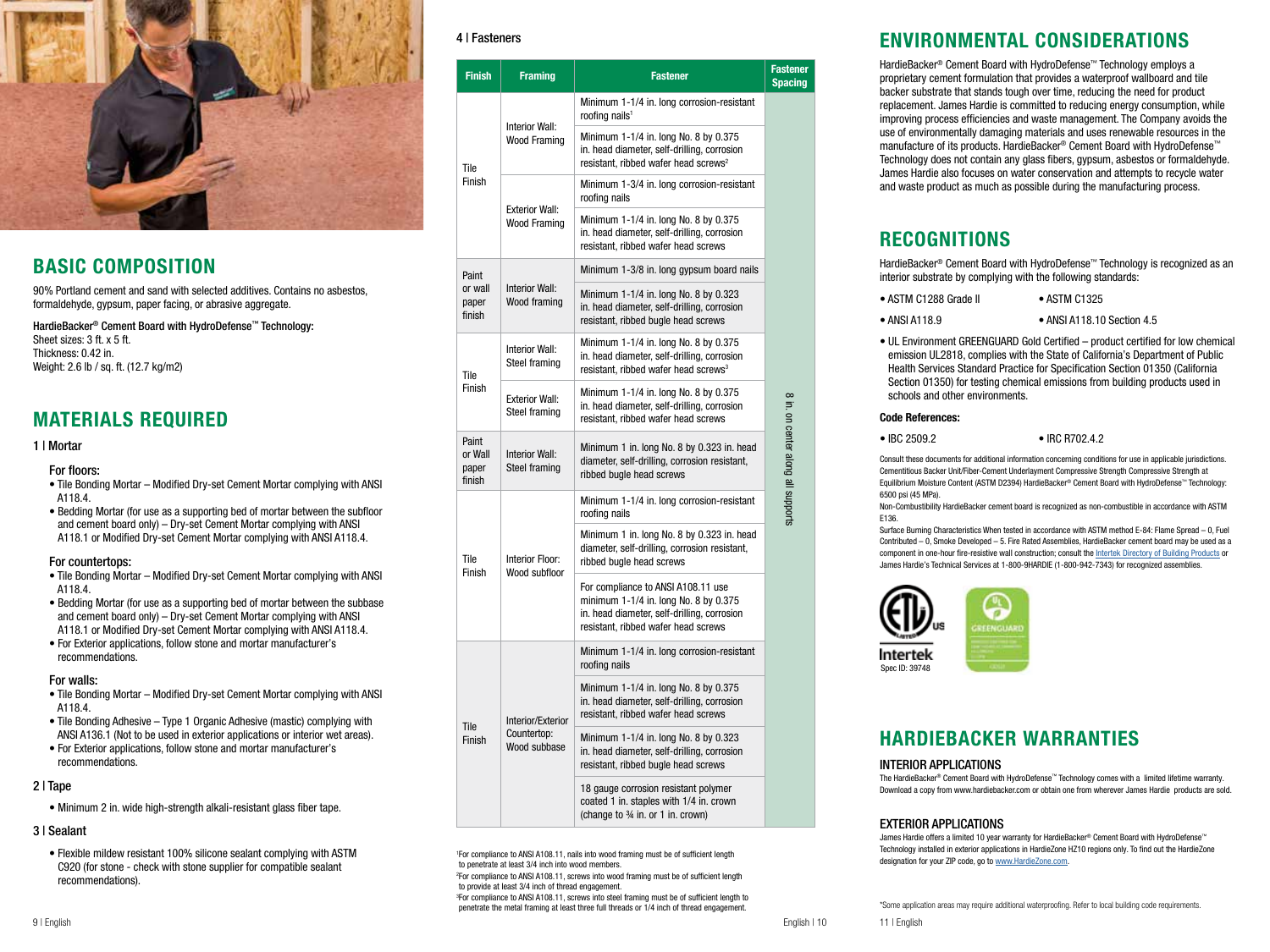## BASIC COMPOSITION

90% Portland cement and sand with selected additives. Contains no asbestos, formaldehyde, gypsum, paper facing, or abrasive aggregate.

HardieBacker® Cement Board with HydroDefense™ Technology:
Sheet sizes: 3 ft. x 5 ft.
Thickness: 0.42 in.
Weight: 2.6 lb / sq. ft. (12.7 kg/m2)

## MATERIALS REQUIRED

### 1 | Mortar

**For floors:**

- Tile Bonding Mortar – Modified Dry-set Cement Mortar complying with ANSI A118.4.
- Bedding Mortar (for use as a supporting bed of mortar between the subfloor and cement board only) – Dry-set Cement Mortar complying with ANSI A118.1 or Modified Dry-set Cement Mortar complying with ANSI A118.4.

**For countertops:**

- Tile Bonding Mortar – Modified Dry-set Cement Mortar complying with ANSI A118.4.
- Bedding Mortar (for use as a supporting bed of mortar between the subbase and cement board only) – Dry-set Cement Mortar complying with ANSI A118.1 or Modified Dry-set Cement Mortar complying with ANSI A118.4.
- For Exterior applications, follow stone and mortar manufacturer's recommendations.

**For walls:**

- Tile Bonding Mortar – Modified Dry-set Cement Mortar complying with ANSI A118.4.
- Tile Bonding Adhesive – Type 1 Organic Adhesive (mastic) complying with ANSI A136.1 (Not to be used in exterior applications or interior wet areas).
- For Exterior applications, follow stone and mortar manufacturer's recommendations.

### 2 | Tape

- Minimum 2 in. wide high-strength alkali-resistant glass fiber tape.

### 3 | Sealant

- Flexible mildew resistant 100% silicone sealant complying with ASTM C920 (for stone - check with stone supplier for compatible sealant recommendations).

### 4 | Fasteners

| Finish | Framing | Fastener | Fastener Spacing |
|---|---|---|---|
| Tile Finish | Interior Wall: Wood Framing | Minimum 1-1/4 in. long corrosion-resistant roofing nails[1] | 8 in. on center along all supports |
| | | Minimum 1-1/4 in. long No. 8 by 0.375 in. head diameter, self-drilling, corrosion resistant, ribbed wafer head screws[2] | |
| | Exterior Wall: Wood Framing | Minimum 1-3/4 in. long corrosion-resistant roofing nails | |
| | | Minimum 1-1/4 in. long No. 8 by 0.375 in. head diameter, self-drilling, corrosion resistant, ribbed wafer head screws | |
| Paint or wall paper finish | Interior Wall: Wood framing | Minimum 1-3/8 in. long gypsum board nails | |
| | | Minimum 1-1/4 in. long No. 8 by 0.323 in. head diameter, self-drilling, corrosion resistant, ribbed bugle head screws | |
| Tile Finish | Interior Wall: Steel framing | Minimum 1-1/4 in. long No. 8 by 0.375 in. head diameter, self-drilling, corrosion resistant, ribbed wafer head screws[3] | |
| | Exterior Wall: Steel framing | Minimum 1-1/4 in. long No. 8 by 0.375 in. head diameter, self-drilling, corrosion resistant, ribbed wafer head screws | |
| Paint or Wall paper finish | Interior Wall: Steel Framing | Minimum 1 in. long No. 8 by 0.323 in. head diameter, self-drilling, corrosion resistant, ribbed bugle head screws | |
| Tile Finish | Interior Floor: Wood subfloor | Minimum 1-1/4 in. long corrosion-resistant roofing nails | |
| | | Minimum 1 in. long No. 8 by 0.323 in. head diameter, self-drilling, corrosion resistant, ribbed bugle head screws | |
| | | For compliance to ANSI A108.11 use minimum 1-1/4 in. long No. 8 by 0.375 in. head diameter, self-drilling, corrosion resistant, ribbed wafer head screws | |
| Tile Finish | Interior/Exterior Countertop: Wood subbase | Minimum 1-1/4 in. long corrosion-resistant roofing nails | |
| | | Minimum 1-1/4 in. long No. 8 by 0.375 in. head diameter, self-drilling, corrosion resistant, ribbed wafer head screws | |
| | | Minimum 1-1/4 in. long No. 8 by 0.323 in. head diameter, self-drilling, corrosion resistant, ribbed bugle head screws | |
| | | 18 gauge corrosion resistant polymer coated 1 in. staples with 1/4 in. crown (change to ¾ in. or 1 in. crown) | |

[1]For compliance to ANSI A108.11, nails into wood framing must be of sufficient length to penetrate at least 3/4 inch into wood members.
[2]For compliance to ANSI A108.11, screws into wood framing must be of sufficient length to provide at least 3/4 inch of thread engagement.
[3]For compliance to ANSI A108.11, screws into steel framing must be of sufficient length to penetrate the metal framing at least three full threads or 1/4 inch of thread engagement.

## ENVIRONMENTAL CONSIDERATIONS

HardieBacker® Cement Board with HydroDefense™ Technology employs a proprietary cement formulation that provides a waterproof wallboard and tile backer substrate that stands tough over time, reducing the need for product replacement. James Hardie is committed to reducing energy consumption, while improving process efficiencies and waste management. The Company avoids the use of environmentally damaging materials and uses renewable resources in the manufacture of its products. HardieBacker® Cement Board with HydroDefense™ Technology does not contain any glass fibers, gypsum, asbestos or formaldehyde. James Hardie also focuses on water conservation and attempts to recycle water and waste product as much as possible during the manufacturing process.

## RECOGNITIONS

HardieBacker® Cement Board with HydroDefense™ Technology is recognized as an interior substrate by complying with the following standards:

- ASTM C1288 Grade II
- ASTM C1325
- ANSI A118.9
- ANSI A118.10 Section 4.5
- UL Environment GREENGUARD Gold Certified – product certified for low chemical emission UL2818, complies with the State of California's Department of Public Health Services Standard Practice for Specification Section 01350 (California Section 01350) for testing chemical emissions from building products used in schools and other environments.

**Code References:**

- IBC 2509.2
- IRC R702.4.2

Consult these documents for additional information concerning conditions for use in applicable jurisdictions.
Cementitious Backer Unit/Fiber-Cement Underlayment Compressive Strength Compressive Strength at Equilibrium Moisture Content (ASTM D2394) HardieBacker® Cement Board with HydroDefense™ Technology: 6500 psi (45 MPa).
Non-Combustibility HardieBacker cement board is recognized as non-combustible in accordance with ASTM E136.
Surface Burning Characteristics When tested in accordance with ASTM method E-84: Flame Spread – 0, Fuel Contributed – 0, Smoke Developed – 5. Fire Rated Assemblies, HardieBacker cement board may be used as a component in one-hour fire-resistive wall construction; consult the Intertek Directory of Building Products or James Hardie's Technical Services at 1-800-9HARDIE (1-800-942-7343) for recognized assemblies.

Intertek
Spec ID: 39748

## HARDIEBACKER WARRANTIES

### INTERIOR APPLICATIONS

The HardieBacker® Cement Board with HydroDefense™ Technology comes with a limited lifetime warranty. Download a copy from www.hardiebacker.com or obtain one from wherever James Hardie products are sold.

### EXTERIOR APPLICATIONS

James Hardie offers a limited 10 year warranty for HardieBacker® Cement Board with HydroDefense™ Technology installed in exterior applications in HardieZone HZ10 regions only. To find out the HardieZone designation for your ZIP code, go to www.HardieZone.com.

*Some application areas may require additional waterproofing. Refer to local building code requirements.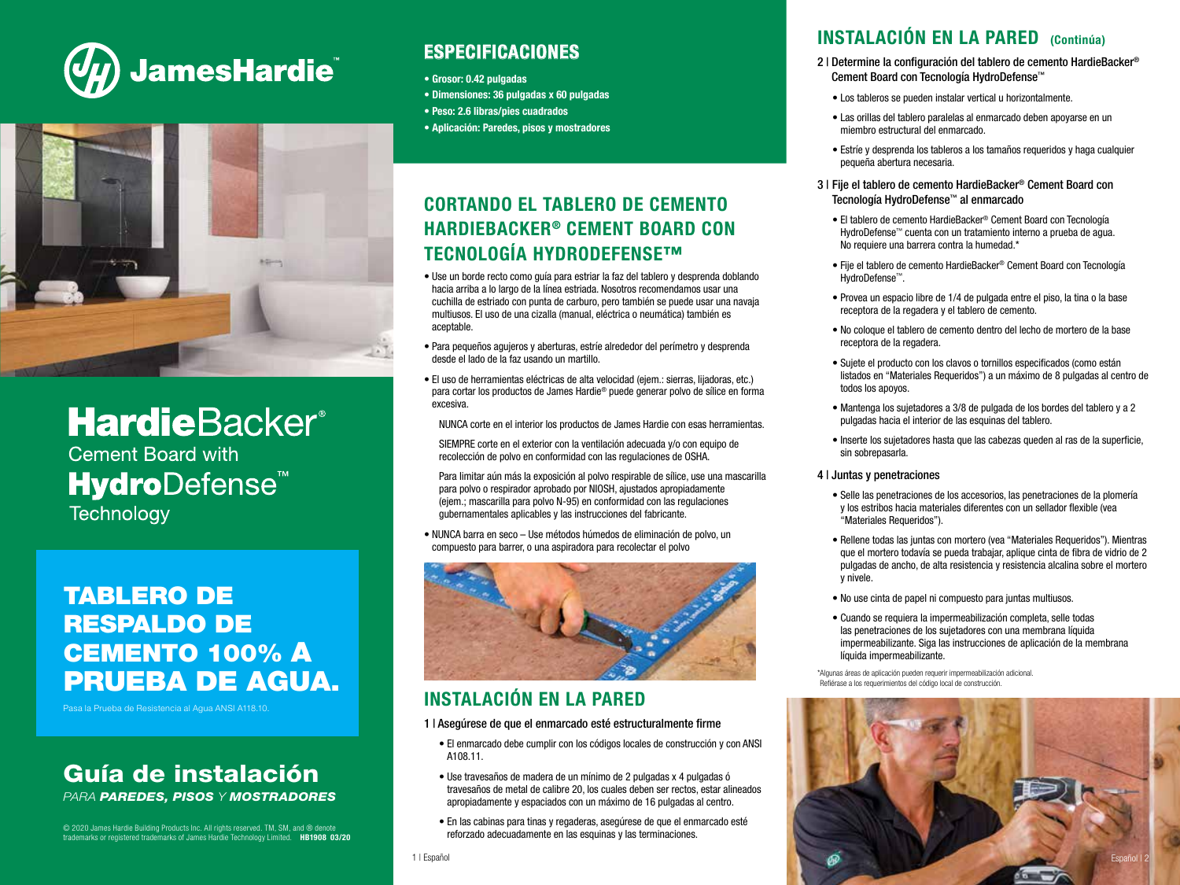# JamesHardie™

# HardieBacker® Cement Board with HydroDefense™ Technology

## TABLERO DE RESPALDO DE CEMENTO 100% A PRUEBA DE AGUA.

Pasa la Prueba de Resistencia al Agua ANSI A118.10.

## Guía de instalación

*PARA* ***PAREDES, PISOS*** *Y* ***MOSTRADORES***

© 2020 James Hardie Building Products Inc. All rights reserved. TM, SM, and ® denote trademarks or registered trademarks of James Hardie Technology Limited. **HB1908 03/20**

## ESPECIFICACIONES

- **Grosor: 0.42 pulgadas**
- **Dimensiones: 36 pulgadas x 60 pulgadas**
- **Peso: 2.6 libras/pies cuadrados**
- **Aplicación: Paredes, pisos y mostradores**

## CORTANDO EL TABLERO DE CEMENTO HARDIEBACKER® CEMENT BOARD CON TECNOLOGÍA HYDRODEFENSE™

- Use un borde recto como guía para estriar la faz del tablero y desprenda doblando hacia arriba a lo largo de la línea estriada. Nosotros recomendamos usar una cuchilla de estriado con punta de carburo, pero también se puede usar una navaja multiusos. El uso de una cizalla (manual, eléctrica o neumática) también es aceptable.
- Para pequeños agujeros y aberturas, estríe alrededor del perímetro y desprenda desde el lado de la faz usando un martillo.
- El uso de herramientas eléctricas de alta velocidad (ejem.: sierras, lijadoras, etc.) para cortar los productos de James Hardie® puede generar polvo de sílice en forma excesiva.

  NUNCA corte en el interior los productos de James Hardie con esas herramientas.

  SIEMPRE corte en el exterior con la ventilación adecuada y/o con equipo de recolección de polvo en conformidad con las regulaciones de OSHA.

  Para limitar aún más la exposición al polvo respirable de sílice, use una mascarilla para polvo o respirador aprobado por NIOSH, ajustados apropiadamente (ejem.; mascarilla para polvo N-95) en conformidad con las regulaciones gubernamentales aplicables y las instrucciones del fabricante.
- NUNCA barra en seco – Use métodos húmedos de eliminación de polvo, un compuesto para barrer, o una aspiradora para recolectar el polvo

## INSTALACIÓN EN LA PARED

### 1 | Asegúrese de que el enmarcado esté estructuralmente firme

- El enmarcado debe cumplir con los códigos locales de construcción y con ANSI A108.11.
- Use travesaños de madera de un mínimo de 2 pulgadas x 4 pulgadas ó travesaños de metal de calibre 20, los cuales deben ser rectos, estar alineados apropiadamente y espaciados con un máximo de 16 pulgadas al centro.
- En las cabinas para tinas y regaderas, asegúrese de que el enmarcado esté reforzado adecuadamente en las esquinas y las terminaciones.

## INSTALACIÓN EN LA PARED (Continúa)

### 2 | Determine la configuración del tablero de cemento HardieBacker® Cement Board con Tecnología HydroDefense™

- Los tableros se pueden instalar vertical u horizontalmente.
- Las orillas del tablero paralelas al enmarcado deben apoyarse en un miembro estructural del enmarcado.
- Estríe y desprenda los tableros a los tamaños requeridos y haga cualquier pequeña abertura necesaria.

### 3 | Fije el tablero de cemento HardieBacker® Cement Board con Tecnología HydroDefense™ al enmarcado

- El tablero de cemento HardieBacker® Cement Board con Tecnología HydroDefense™ cuenta con un tratamiento interno a prueba de agua. No requiere una barrera contra la humedad.*
- Fije el tablero de cemento HardieBacker® Cement Board con Tecnología HydroDefense™.
- Provea un espacio libre de 1/4 de pulgada entre el piso, la tina o la base receptora de la regadera y el tablero de cemento.
- No coloque el tablero de cemento dentro del lecho de mortero de la base receptora de la regadera.
- Sujete el producto con los clavos o tornillos especificados (como están listados en "Materiales Requeridos") a un máximo de 8 pulgadas al centro de todos los apoyos.
- Mantenga los sujetadores a 3/8 de pulgada de los bordes del tablero y a 2 pulgadas hacia el interior de las esquinas del tablero.
- Inserte los sujetadores hasta que las cabezas queden al ras de la superficie, sin sobrepasarla.

### 4 | Juntas y penetraciones

- Selle las penetraciones de los accesorios, las penetraciones de la plomería y los estribos hacia materiales diferentes con un sellador flexible (vea "Materiales Requeridos").
- Rellene todas las juntas con mortero (vea "Materiales Requeridos"). Mientras que el mortero todavía se pueda trabajar, aplique cinta de fibra de vidrio de 2 pulgadas de ancho, de alta resistencia y resistencia alcalina sobre el mortero y nivele.
- No use cinta de papel ni compuesto para juntas multiusos.
- Cuando se requiera la impermeabilización completa, selle todas las penetraciones de los sujetadores con una membrana líquida impermeabilizante. Siga las instrucciones de aplicación de la membrana líquida impermeabilizante.

*Algunas áreas de aplicación pueden requerir impermeabilización adicional. Refiérase a los requerimientos del código local de construcción.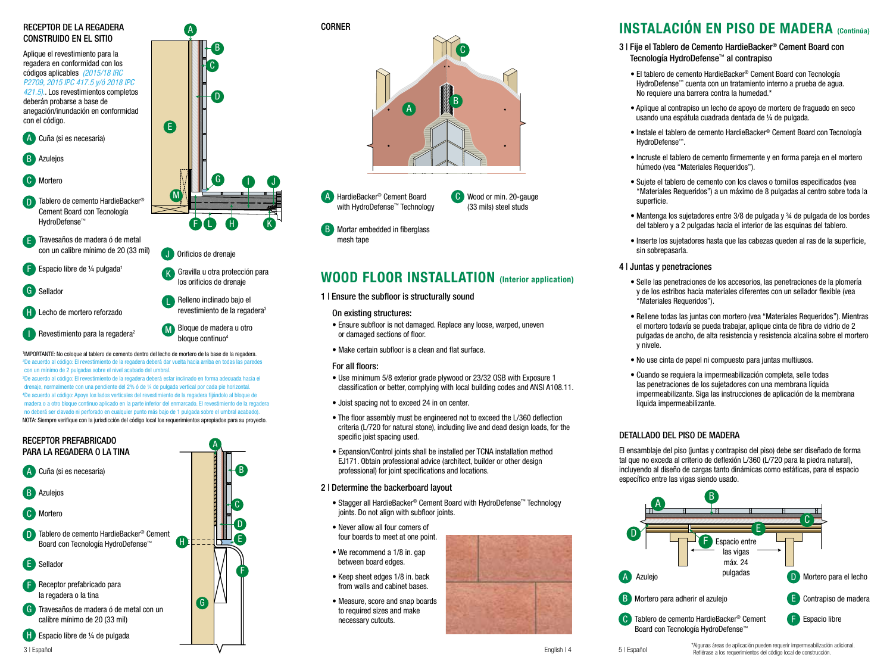## RECEPTOR DE LA REGADERA CONSTRUIDO EN EL SITIO

Aplique el revestimiento para la regadera en conformidad con los códigos aplicables *(2015/18 IRC P2709, 2015 IPC 417.5 y/ó 2018 IPC 421.5).*. Los revestimientos completos deberán probarse a base de anegación/inundación en conformidad con el código.

- A Cuña (si es necesaria)
- B Azulejos
- C Mortero
- D Tablero de cemento HardieBacker® Cement Board con Tecnología HydroDefense™
- E Travesaños de madera ó de metal con un calibre mínimo de 20 (33 mil)
- F Espacio libre de ¼ pulgada[1]
- G Sellador
- H Lecho de mortero reforzado
- I Revestimiento para la regadera[2]
- J Orificios de drenaje
- K Gravilla u otra protección para los orificios de drenaje
- L Relleno inclinado bajo el revestimiento de la regadera[3]
- M Bloque de madera u otro bloque continuo[4]

[1]IMPORTANTE: No coloque al tablero de cemento dentro del lecho de mortero de la base de la regadera.
[2]De acuerdo al código: El revestimiento de la regadera deberá dar vuelta hacia arriba en todas las paredes con un mínimo de 2 pulgadas sobre el nivel acabado del umbral.
[3]De acuerdo al código: El revestimiento de la regadera deberá estar inclinado en forma adecuada hacia el drenaje, normalmente con una pendiente del 2% ó de ¼ de pulgada vertical por cada pie horizontal.
[4]De acuerdo al código: Apoye los lados verticales del revestimiento de la regadera fijándolo al bloque de madera o a otro bloque continuo aplicado en la parte inferior del enmarcado. El revestimiento de la regadera no deberá ser clavado ni perforado en cualquier punto más bajo de 1 pulgada sobre el umbral acabado.
NOTA: Siempre verifique con la jurisdicción del código local los requerimientos apropiados para su proyecto.

## RECEPTOR PREFABRICADO PARA LA REGADERA O LA TINA

- A Cuña (si es necesaria)
- B Azulejos
- C Mortero
- D Tablero de cemento HardieBacker® Cement Board con Tecnología HydroDefense™
- E Sellador
- F Receptor prefabricado para la regadera o la tina
- G Travesaños de madera ó de metal con un calibre mínimo de 20 (33 mil)
- H Espacio libre de ¼ de pulgada

## CORNER

- A HardieBacker® Cement Board with HydroDefense™ Technology
- B Mortar embedded in fiberglass mesh tape
- C Wood or min. 20-gauge (33 mils) steel studs

## WOOD FLOOR INSTALLATION (Interior application)

### 1 | Ensure the subfloor is structurally sound

**On existing structures:**

- Ensure subfloor is not damaged. Replace any loose, warped, uneven or damaged sections of floor.
- Make certain subfloor is a clean and flat surface.

**For all floors:**

- Use minimum 5/8 exterior grade plywood or 23/32 OSB with Exposure 1 classification or better, complying with local building codes and ANSI A108.11.
- Joist spacing not to exceed 24 in on center.
- The floor assembly must be engineered not to exceed the L/360 deflection criteria (L/720 for natural stone), including live and dead design loads, for the specific joist spacing used.
- Expansion/Control joints shall be installed per TCNA installation method EJ171. Obtain professional advice (architect, builder or other design professional) for joint specifications and locations.

### 2 | Determine the backerboard layout

- Stagger all HardieBacker® Cement Board with HydroDefense™ Technology joints. Do not align with subfloor joints.
- Never allow all four corners of four boards to meet at one point.
- We recommend a 1/8 in. gap between board edges.
- Keep sheet edges 1/8 in. back from walls and cabinet bases.
- Measure, score and snap boards to required sizes and make necessary cutouts.

## INSTALACIÓN EN PISO DE MADERA (Continúa)

### 3 | Fije el Tablero de Cemento HardieBacker® Cement Board con Tecnología HydroDefense™ al contrapiso

- El tablero de cemento HardieBacker® Cement Board con Tecnología HydroDefense™ cuenta con un tratamiento interno a prueba de agua. No requiere una barrera contra la humedad.*
- Aplique al contrapiso un lecho de apoyo de mortero de fraguado en seco usando una espátula cuadrada dentada de ¼ de pulgada.
- Instale el tablero de cemento HardieBacker® Cement Board con Tecnología HydroDefense™.
- Incruste el tablero de cemento firmemente y en forma pareja en el mortero húmedo (vea "Materiales Requeridos").
- Sujete el tablero de cemento con los clavos o tornillos especificados (vea "Materiales Requeridos") a un máximo de 8 pulgadas al centro sobre toda la superficie.
- Mantenga los sujetadores entre 3/8 de pulgada y ¾ de pulgada de los bordes del tablero y a 2 pulgadas hacia el interior de las esquinas del tablero.
- Inserte los sujetadores hasta que las cabezas queden al ras de la superficie, sin sobrepasarla.

### 4 | Juntas y penetraciones

- Selle las penetraciones de los accesorios, las penetraciones de la plomería y de los estribos hacia materiales diferentes con un sellador flexible (vea "Materiales Requeridos").
- Rellene todas las juntas con mortero (vea "Materiales Requeridos"). Mientras el mortero todavía se pueda trabajar, aplique cinta de fibra de vidrio de 2 pulgadas de ancho, de alta resistencia y resistencia alcalina sobre el mortero y nivele.
- No use cinta de papel ni compuesto para juntas multiusos.
- Cuando se requiera la impermeabilización completa, selle todas las penetraciones de los sujetadores con una membrana líquida impermeabilizante. Siga las instrucciones de aplicación de la membrana líquida impermeabilizante.

## DETALLADO DEL PISO DE MADERA

El ensamblaje del piso (juntas y contrapiso del piso) debe ser diseñado de forma tal que no exceda al criterio de deflexión L/360 (L/720 para la piedra natural), incluyendo al diseño de cargas tanto dinámicas como estáticas, para el espacio específico entre las vigas siendo usado.

Espacio entre las vigas máx. 24 pulgadas

- A Azulejo
- B Mortero para adherir el azulejo
- C Tablero de cemento HardieBacker® Cement Board con Tecnología HydroDefense™
- D Mortero para el lecho
- E Contrapiso de madera
- F Espacio libre

*Algunas áreas de aplicación pueden requerir impermeabilización adicional. Refiérase a los requerimientos del código local de construcción.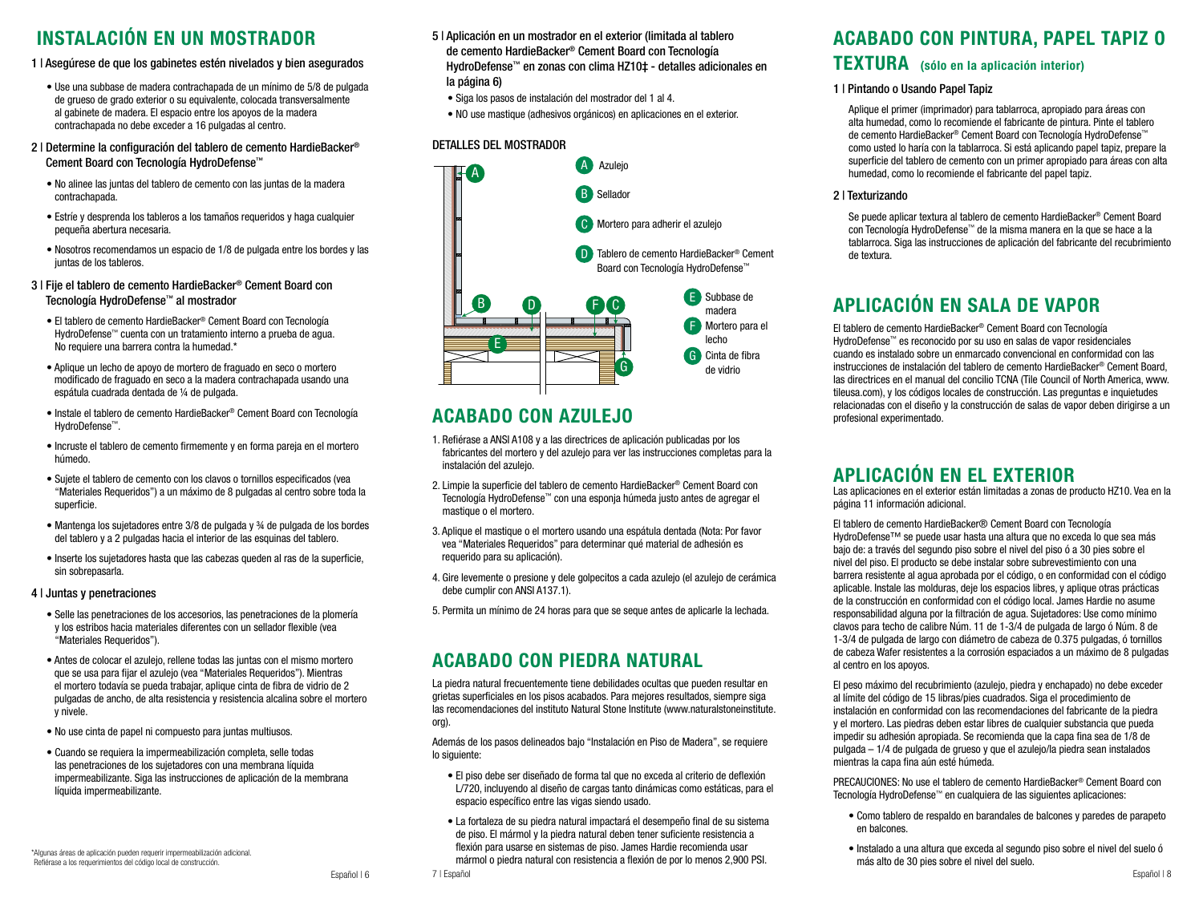# INSTALACIÓN EN UN MOSTRADOR

### 1 | Asegúrese de que los gabinetes estén nivelados y bien asegurados

- Use una subbase de madera contrachapada de un mínimo de 5/8 de pulgada de grueso de grado exterior o su equivalente, colocada transversalmente al gabinete de madera. El espacio entre los apoyos de la madera contrachapada no debe exceder a 16 pulgadas al centro.

### 2 | Determine la configuración del tablero de cemento HardieBacker® Cement Board con Tecnología HydroDefense™

- No alinee las juntas del tablero de cemento con las juntas de la madera contrachapada.
- Estríe y desprenda los tableros a los tamaños requeridos y haga cualquier pequeña abertura necesaria.
- Nosotros recomendamos un espacio de 1/8 de pulgada entre los bordes y las juntas de los tableros.

### 3 | Fije el tablero de cemento HardieBacker® Cement Board con Tecnología HydroDefense™ al mostrador

- El tablero de cemento HardieBacker® Cement Board con Tecnología HydroDefense™ cuenta con un tratamiento interno a prueba de agua. No requiere una barrera contra la humedad.*
- Aplique un lecho de apoyo de mortero de fraguado en seco o mortero modificado de fraguado en seco a la madera contrachapada usando una espátula cuadrada dentada de ¼ de pulgada.
- Instale el tablero de cemento HardieBacker® Cement Board con Tecnología HydroDefense™.
- Incruste el tablero de cemento firmemente y en forma pareja en el mortero húmedo.
- Sujete el tablero de cemento con los clavos o tornillos especificados (vea "Materiales Requeridos") a un máximo de 8 pulgadas al centro sobre toda la superficie.
- Mantenga los sujetadores entre 3/8 de pulgada y ¾ de pulgada de los bordes del tablero y a 2 pulgadas hacia el interior de las esquinas del tablero.
- Inserte los sujetadores hasta que las cabezas queden al ras de la superficie, sin sobrepasarla.

### 4 | Juntas y penetraciones

- Selle las penetraciones de los accesorios, las penetraciones de la plomería y los estribos hacia materiales diferentes con un sellador flexible (vea "Materiales Requeridos").
- Antes de colocar el azulejo, rellene todas las juntas con el mismo mortero que se usa para fijar el azulejo (vea "Materiales Requeridos"). Mientras el mortero todavía se pueda trabajar, aplique cinta de fibra de vidrio de 2 pulgadas de ancho, de alta resistencia y resistencia alcalina sobre el mortero y nivele.
- No use cinta de papel ni compuesto para juntas multiusos.
- Cuando se requiera la impermeabilización completa, selle todas las penetraciones de los sujetadores con una membrana líquida impermeabilizante. Siga las instrucciones de aplicación de la membrana líquida impermeabilizante.

*Algunas áreas de aplicación pueden requerir impermeabilización adicional. Refiérase a los requerimientos del código local de construcción.

### 5 | Aplicación en un mostrador en el exterior (limitada al tablero de cemento HardieBacker® Cement Board con Tecnología HydroDefense™ en zonas con clima HZ10‡ - detalles adicionales en la página 6)

- Siga los pasos de instalación del mostrador del 1 al 4.
- NO use mastique (adhesivos orgánicos) en aplicaciones en el exterior.

### DETALLES DEL MOSTRADOR

- A Azulejo
- B Sellador
- C Mortero para adherir el azulejo
- D Tablero de cemento HardieBacker® Cement Board con Tecnología HydroDefense™
- E Subbase de madera
- F Mortero para el lecho
- G Cinta de fibra de vidrio

# ACABADO CON AZULEJO

1. Refiérase a ANSI A108 y a las directrices de aplicación publicadas por los fabricantes del mortero y del azulejo para ver las instrucciones completas para la instalación del azulejo.
2. Limpie la superficie del tablero de cemento HardieBacker® Cement Board con Tecnología HydroDefense™ con una esponja húmeda justo antes de agregar el mastique o el mortero.
3. Aplique el mastique o el mortero usando una espátula dentada (Nota: Por favor vea "Materiales Requeridos" para determinar qué material de adhesión es requerido para su aplicación).
4. Gire levemente o presione y dele golpecitos a cada azulejo (el azulejo de cerámica debe cumplir con ANSI A137.1).
5. Permita un mínimo de 24 horas para que se seque antes de aplicarle la lechada.

# ACABADO CON PIEDRA NATURAL

La piedra natural frecuentemente tiene debilidades ocultas que pueden resultar en grietas superficiales en los pisos acabados. Para mejores resultados, siempre siga las recomendaciones del instituto Natural Stone Institute (www.naturalstoneinstitute.org).

Además de los pasos delineados bajo "Instalación en Piso de Madera", se requiere lo siguiente:

- El piso debe ser diseñado de forma tal que no exceda al criterio de deflexión L/720, incluyendo el diseño de cargas tanto dinámicas como estáticas, para el espacio específico entre las vigas siendo usado.
- La fortaleza de su piedra natural impactará el desempeño final de su sistema de piso. El mármol y la piedra natural deben tener suficiente resistencia a flexión para usarse en sistemas de piso. James Hardie recomienda usar mármol o piedra natural con resistencia a flexión de por lo menos 2,900 PSI.

# ACABADO CON PINTURA, PAPEL TAPIZ O TEXTURA (sólo en la aplicación interior)

### 1 | Pintando o Usando Papel Tapiz

Aplique el primer (imprimador) para tablarroca, apropiado para áreas con alta humedad, como lo recomiende el fabricante de pintura. Pinte el tablero de cemento HardieBacker® Cement Board con Tecnología HydroDefense™ como usted lo haría con la tablarroca. Si está aplicando papel tapiz, prepare la superficie del tablero de cemento con un primer apropiado para áreas con alta humedad, como lo recomiende el fabricante del papel tapiz.

### 2 | Texturizando

Se puede aplicar textura al tablero de cemento HardieBacker® Cement Board con Tecnología HydroDefense™ de la misma manera en la que se hace a la tablarroca. Siga las instrucciones de aplicación del fabricante del recubrimiento de textura.

# APLICACIÓN EN SALA DE VAPOR

El tablero de cemento HardieBacker® Cement Board con Tecnología HydroDefense™ es reconocido por su uso en salas de vapor residenciales cuando es instalado sobre un enmarcado convencional en conformidad con las instrucciones de instalación del tablero de cemento HardieBacker® Cement Board, las directrices en el manual del concilio TCNA (Tile Council of North America, www.tileusa.com), y los códigos locales de construcción. Las preguntas e inquietudes relacionadas con el diseño y la construcción de salas de vapor deben dirigirse a un profesional experimentado.

# APLICACIÓN EN EL EXTERIOR

Las aplicaciones en el exterior están limitadas a zonas de producto HZ10. Vea en la página 11 información adicional.

El tablero de cemento HardieBacker® Cement Board con Tecnología HydroDefense™ se puede usar hasta una altura que no exceda lo que sea más bajo de: a través del segundo piso sobre el nivel del piso ó a 30 pies sobre el nivel del piso. El producto se debe instalar sobre subrevestimiento con una barrera resistente al agua aprobada por el código, o en conformidad con el código aplicable. Instale las molduras, deje los espacios libres, y aplique otras prácticas de la construcción en conformidad con el código local. James Hardie no asume responsabilidad alguna por la filtración de agua. Sujetadores: Use como mínimo clavos para techo de calibre Núm. 11 de 1-3/4 de pulgada de largo ó Núm. 8 de 1-3/4 de pulgada de largo con diámetro de cabeza de 0.375 pulgadas, ó tornillos de cabeza Wafer resistentes a la corrosión espaciados a un máximo de 8 pulgadas al centro en los apoyos.

El peso máximo del recubrimiento (azulejo, piedra y enchapado) no debe exceder al límite del código de 15 libras/pies cuadrados. Siga el procedimiento de instalación en conformidad con las recomendaciones del fabricante de la piedra y el mortero. Las piedras deben estar libres de cualquier substancia que pueda impedir su adhesión apropiada. Se recomienda que la capa fina sea de 1/8 de pulgada – 1/4 de pulgada de grueso y que el azulejo/la piedra sean instalados mientras la capa fina aún esté húmeda.

PRECAUCIONES: No use el tablero de cemento HardieBacker® Cement Board con Tecnología HydroDefense™ en cualquiera de las siguientes aplicaciones:

- Como tablero de respaldo en barandales de balcones y paredes de parapeto en balcones.
- Instalado a una altura que exceda al segundo piso sobre el nivel del suelo ó más alto de 30 pies sobre el nivel del suelo.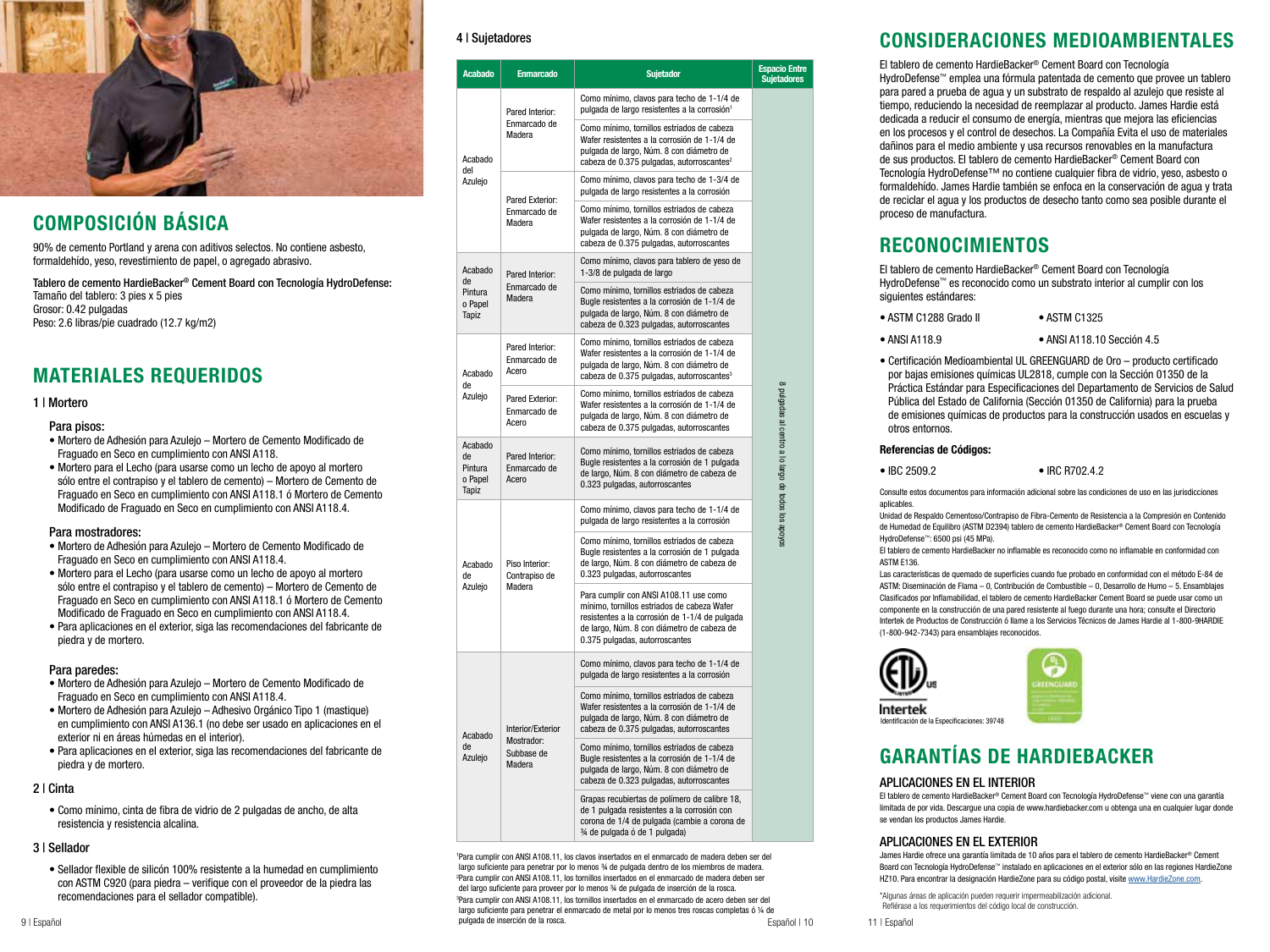## COMPOSICIÓN BÁSICA

90% de cemento Portland y arena con aditivos selectos. No contiene asbesto, formaldehído, yeso, revestimiento de papel, o agregado abrasivo.

Tablero de cemento HardieBacker® Cement Board con Tecnología HydroDefense:
Tamaño del tablero: 3 pies x 5 pies
Grosor: 0.42 pulgadas
Peso: 2.6 libras/pie cuadrado (12.7 kg/m2)

## MATERIALES REQUERIDOS

### 1 | Mortero

Para pisos:

- Mortero de Adhesión para Azulejo – Mortero de Cemento Modificado de Fraguado en Seco en cumplimiento con ANSI A118.
- Mortero para el Lecho (para usarse como un lecho de apoyo al mortero sólo entre el contrapiso y el tablero de cemento) – Mortero de Cemento de Fraguado en Seco en cumplimiento con ANSI A118.1 ó Mortero de Cemento Modificado de Fraguado en Seco en cumplimiento con ANSI A118.4.

Para mostradores:

- Mortero de Adhesión para Azulejo – Mortero de Cemento Modificado de Fraguado en Seco en cumplimiento con ANSI A118.4.
- Mortero para el Lecho (para usarse como un lecho de apoyo al mortero sólo entre el contrapiso y el tablero de cemento) – Mortero de Cemento de Fraguado en Seco en cumplimiento con ANSI A118.1 ó Mortero de Cemento Modificado de Fraguado en Seco en cumplimiento con ANSI A118.4.
- Para aplicaciones en el exterior, siga las recomendaciones del fabricante de piedra y de mortero.

Para paredes:

- Mortero de Adhesión para Azulejo – Mortero de Cemento Modificado de Fraguado en Seco en cumplimiento con ANSI A118.4.
- Mortero de Adhesión para Azulejo – Adhesivo Orgánico Tipo 1 (mastique) en cumplimiento con ANSI A136.1 (no debe ser usado en aplicaciones en el exterior ni en áreas húmedas en el interior).
- Para aplicaciones en el exterior, siga las recomendaciones del fabricante de piedra y de mortero.

### 2 | Cinta

- Como mínimo, cinta de fibra de vidrio de 2 pulgadas de ancho, de alta resistencia y resistencia alcalina.

### 3 | Sellador

- Sellador flexible de silicón 100% resistente a la humedad en cumplimiento con ASTM C920 (para piedra – verifique con el proveedor de la piedra las recomendaciones para el sellador compatible).

### 4 | Sujetadores

| Acabado | Enmarcado | Sujetador | Espacio Entre Sujetadores |
|---|---|---|---|
| Acabado del Azulejo | Pared Interior: Enmarcado de Madera | Como mínimo, clavos para techo de 1-1/4 de pulgada de largo resistentes a la corrosión[1] | 8 pulgadas al centro a lo largo de todos los apoyos |
| | | Como mínimo, tornillos estriados de cabeza Wafer resistentes a la corrosión de 1-1/4 de pulgada de largo, Núm. 8 con diámetro de cabeza de 0.375 pulgadas, autorroscantes[2] | |
| | Pared Exterior: Enmarcado de Madera | Como mínimo, clavos para techo de 1-3/4 de pulgada de largo resistentes a la corrosión | |
| | | Como mínimo, tornillos estriados de cabeza Wafer resistentes a la corrosión de 1-1/4 de pulgada de largo, Núm. 8 con diámetro de cabeza de 0.375 pulgadas, autorroscantes | |
| Acabado de Pintura o Papel Tapiz | Pared Interior: Enmarcado de Madera | Como mínimo, clavos para tablero de yeso de 1-3/8 de pulgada de largo | |
| | | Como mínimo, tornillos estriados de cabeza Bugle resistentes a la corrosión de 1-1/4 de pulgada de largo, Núm. 8 con diámetro de cabeza de 0.323 pulgadas, autorroscantes | |
| Acabado de Azulejo | Pared Interior: Enmarcado de Acero | Como mínimo, tornillos estriados de cabeza Wafer resistentes a la corrosión de 1-1/4 de pulgada de largo, Núm. 8 con diámetro de cabeza de 0.375 pulgadas, autorroscantes[3] | |
| | Pared Exterior: Enmarcado de Acero | Como mínimo, tornillos estriados de cabeza Wafer resistentes a la corrosión de 1-1/4 de pulgada de largo, Núm. 8 con diámetro de cabeza de 0.375 pulgadas, autorroscantes | |
| Acabado de Pintura o Papel Tapiz | Pared Interior: Enmarcado de Acero | Como mínimo, tornillos estriados de cabeza Bugle resistentes a la corrosión de 1 pulgada de largo, Núm. 8 con diámetro de cabeza de 0.323 pulgadas, autorroscantes | |
| Acabado de Azulejo | Piso Interior: Contrapiso de Madera | Como mínimo, clavos para techo de 1-1/4 de pulgada de largo resistentes a la corrosión | |
| | | Como mínimo, tornillos estriados de cabeza Bugle resistentes a la corrosión de 1 pulgada de largo, Núm. 8 con diámetro de cabeza de 0.323 pulgadas, autorroscantes | |
| | | Para cumplir con ANSI A108.11 use como mínimo, tornillos estriados de cabeza Wafer resistentes a la corrosión de 1-1/4 de pulgada de largo, Núm. 8 con diámetro de cabeza de 0.375 pulgadas, autorroscantes | |
| Acabado de Azulejo | Interior/Exterior Mostrador: Subbase de Madera | Como mínimo, clavos para techo de 1-1/4 de pulgada de largo resistentes a la corrosión | |
| | | Como mínimo, tornillos estriados de cabeza Wafer resistentes a la corrosión de 1-1/4 de pulgada de largo, Núm. 8 con diámetro de cabeza de 0.375 pulgadas, autorroscantes | |
| | | Como mínimo, tornillos estriados de cabeza Bugle resistentes a la corrosión de 1-1/4 de pulgada de largo, Núm. 8 con diámetro de cabeza de 0.323 pulgadas, autorroscantes | |
| | | Grapas recubiertas de polímero de calibre 18, de 1 pulgada resistentes a la corrosión con corona de 1/4 de pulgada (cambie a corona de ¾ de pulgada ó de 1 pulgada) | |

[1]Para cumplir con ANSI A108.11, los clavos insertados en el enmarcado de madera deben ser del largo suficiente para penetrar por lo menos ¾ de pulgada dentro de los miembros de madera.
[2]Para cumplir con ANSI A108.11, los tornillos insertados en el enmarcado de madera deben ser del largo suficiente para proveer por lo menos ¾ de pulgada de inserción de la rosca.
[3]Para cumplir con ANSI A108.11, los tornillos insertados en el enmarcado de acero deben ser del largo suficiente para penetrar el enmarcado de metal por lo menos tres roscas completas ó ¼ de pulgada de inserción de la rosca.

## CONSIDERACIONES MEDIOAMBIENTALES

El tablero de cemento HardieBacker® Cement Board con Tecnología HydroDefense™ emplea una fórmula patentada de cemento que provee un tablero para pared a prueba de agua y un substrato de respaldo al azulejo que resiste al tiempo, reduciendo la necesidad de reemplazar al producto. James Hardie está dedicada a reducir el consumo de energía, mientras que mejora las eficiencias en los procesos y el control de desechos. La Compañía Evita el uso de materiales dañinos para el medio ambiente y usa recursos renovables en la manufactura de sus productos. El tablero de cemento HardieBacker® Cement Board con Tecnología HydroDefense™ no contiene cualquier fibra de vidrio, yeso, asbesto o formaldehído. James Hardie también se enfoca en la conservación de agua y trata de reciclar el agua y los productos de desecho tanto como sea posible durante el proceso de manufactura.

## RECONOCIMIENTOS

El tablero de cemento HardieBacker® Cement Board con Tecnología HydroDefense™ es reconocido como un substrato interior al cumplir con los siguientes estándares:

- ASTM C1288 Grado II
- ASTM C1325
- ANSI A118.9
- ANSI A118.10 Sección 4.5
- Certificación Medioambiental UL GREENGUARD de Oro – producto certificado por bajas emisiones químicas UL2818, cumple con la Sección 01350 de la Práctica Estándar para Especificaciones del Departamento de Servicios de Salud Pública del Estado de California (Sección 01350 de California) para la prueba de emisiones químicas de productos para la construcción usados en escuelas y otros entornos.

**Referencias de Códigos:**

- IBC 2509.2
- IRC R702.4.2

Consulte estos documentos para información adicional sobre las condiciones de uso en las jurisdicciones aplicables.

Unidad de Respaldo Cementoso/Contrapiso de Fibra-Cemento de Resistencia a la Compresión en Contenido de Humedad de Equilibrio (ASTM D2394) tablero de cemento HardieBacker® Cement Board con Tecnología HydroDefense™: 6500 psi (45 MPa).

El tablero de cemento HardieBacker no inflamable es reconocido como no inflamable en conformidad con ASTM E136.

Las características de quemado de superficies cuando fue probado en conformidad con el método E-84 de ASTM: Diseminación de Flama – 0, Contribución de Combustible – 0, Desarrollo de Humo – 5. Ensamblajes Clasificados por Inflamabilidad, el tablero de cemento HardieBacker Cement Board se puede usar como un componente en la construcción de una pared resistente al fuego durante una hora; consulte el Directorio Intertek de Productos de Construcción ó llame a los Servicios Técnicos de James Hardie al 1-800-9HARDIE (1-800-942-7343) para ensamblajes reconocidos.

Intertek
Identificación de la Especificaciones: 39748

## GARANTÍAS DE HARDIEBACKER

### APLICACIONES EN EL INTERIOR

El tablero de cemento HardieBacker® Cement Board con Tecnología HydroDefense™ viene con una garantía limitada de por vida. Descargue una copia de www.hardiebacker.com u obtenga una en cualquier lugar donde se vendan los productos James Hardie.

### APLICACIONES EN EL EXTERIOR

James Hardie ofrece una garantía limitada de 10 años para el tablero de cemento HardieBacker® Cement Board con Tecnología HydroDefense™ instalado en aplicaciones en el exterior sólo en las regiones HardieZone HZ10. Para encontrar la designación HardieZone para su código postal, visite www.HardieZone.com.

*Algunas áreas de aplicación pueden requerir impermeabilización adicional. Refiérase a los requerimientos del código local de construcción.